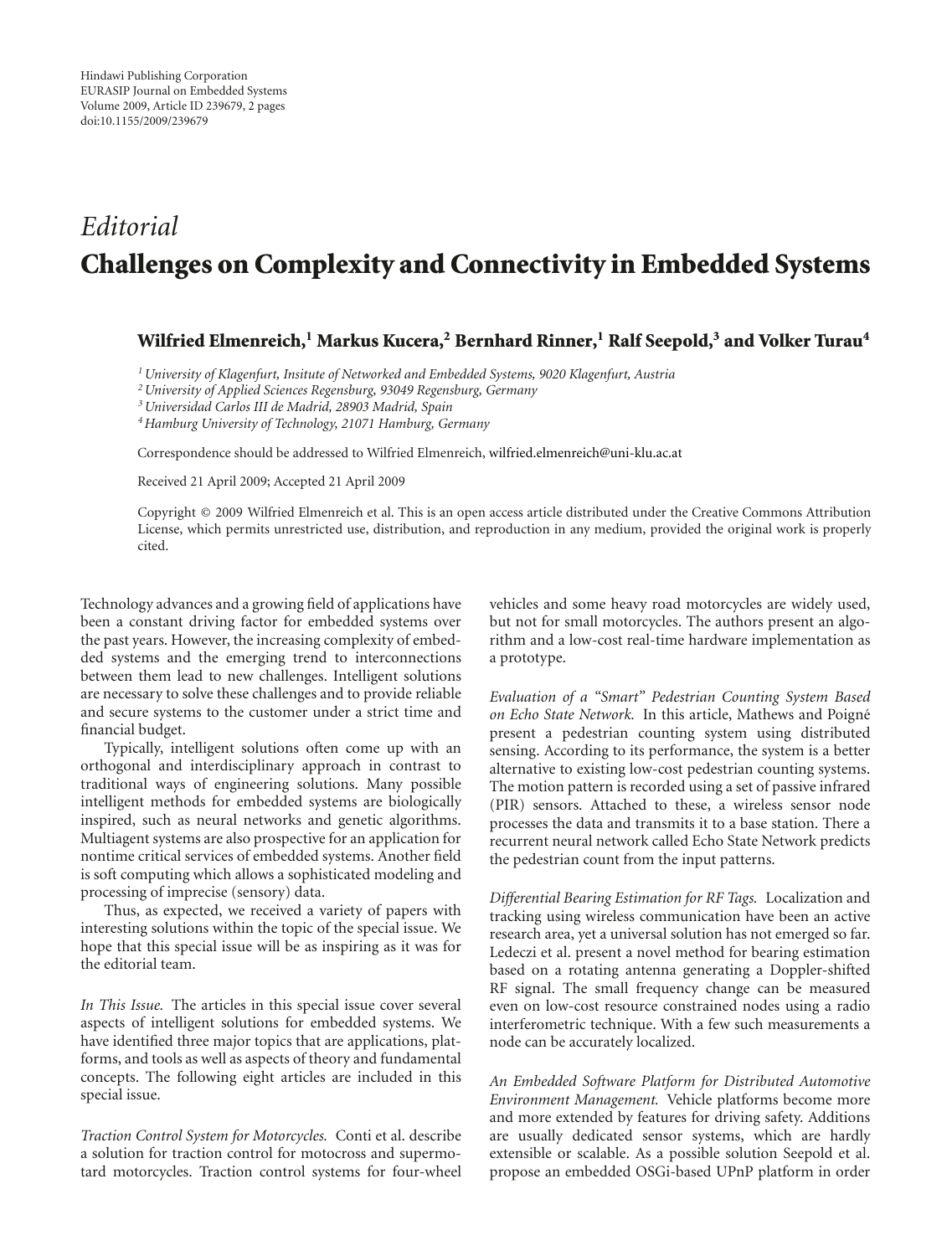*Editorial*

# Challenges on Complexity and Connectivity in Embedded Systems

**Wilfried Elmenreich,[1] Markus Kucera,[2] Bernhard Rinner,[1] Ralf Seepold,[3] and Volker Turau[4]**

[1] *University of Klagenfurt, Insitute of Networked and Embedded Systems, 9020 Klagenfurt, Austria*
[2] *University of Applied Sciences Regensburg, 93049 Regensburg, Germany*
[3] *Universidad Carlos III de Madrid, 28903 Madrid, Spain*
[4] *Hamburg University of Technology, 21071 Hamburg, Germany*

Correspondence should be addressed to Wilfried Elmenreich, wilfried.elmenreich@uni-klu.ac.at

Received 21 April 2009; Accepted 21 April 2009

Copyright © 2009 Wilfried Elmenreich et al. This is an open access article distributed under the Creative Commons Attribution License, which permits unrestricted use, distribution, and reproduction in any medium, provided the original work is properly cited.

Technology advances and a growing field of applications have been a constant driving factor for embedded systems over the past years. However, the increasing complexity of embedded systems and the emerging trend to interconnections between them lead to new challenges. Intelligent solutions are necessary to solve these challenges and to provide reliable and secure systems to the customer under a strict time and financial budget.

Typically, intelligent solutions often come up with an orthogonal and interdisciplinary approach in contrast to traditional ways of engineering solutions. Many possible intelligent methods for embedded systems are biologically inspired, such as neural networks and genetic algorithms. Multiagent systems are also prospective for an application for nontime critical services of embedded systems. Another field is soft computing which allows a sophisticated modeling and processing of imprecise (sensory) data.

Thus, as expected, we received a variety of papers with interesting solutions within the topic of the special issue. We hope that this special issue will be as inspiring as it was for the editorial team.

*In This Issue.* The articles in this special issue cover several aspects of intelligent solutions for embedded systems. We have identified three major topics that are applications, platforms, and tools as well as aspects of theory and fundamental concepts. The following eight articles are included in this special issue.

*Traction Control System for Motorcycles.* Conti et al. describe a solution for traction control for motocross and supermotard motorcycles. Traction control systems for four-wheel vehicles and some heavy road motorcycles are widely used, but not for small motorcycles. The authors present an algorithm and a low-cost real-time hardware implementation as a prototype.

*Evaluation of a "Smart" Pedestrian Counting System Based on Echo State Network.* In this article, Mathews and Poigné present a pedestrian counting system using distributed sensing. According to its performance, the system is a better alternative to existing low-cost pedestrian counting systems. The motion pattern is recorded using a set of passive infrared (PIR) sensors. Attached to these, a wireless sensor node processes the data and transmits it to a base station. There a recurrent neural network called Echo State Network predicts the pedestrian count from the input patterns.

*Differential Bearing Estimation for RF Tags.* Localization and tracking using wireless communication have been an active research area, yet a universal solution has not emerged so far. Ledeczi et al. present a novel method for bearing estimation based on a rotating antenna generating a Doppler-shifted RF signal. The small frequency change can be measured even on low-cost resource constrained nodes using a radio interferometric technique. With a few such measurements a node can be accurately localized.

*An Embedded Software Platform for Distributed Automotive Environment Management.* Vehicle platforms become more and more extended by features for driving safety. Additions are usually dedicated sensor systems, which are hardly extensible or scalable. As a possible solution Seepold et al. propose an embedded OSGi-based UPnP platform in order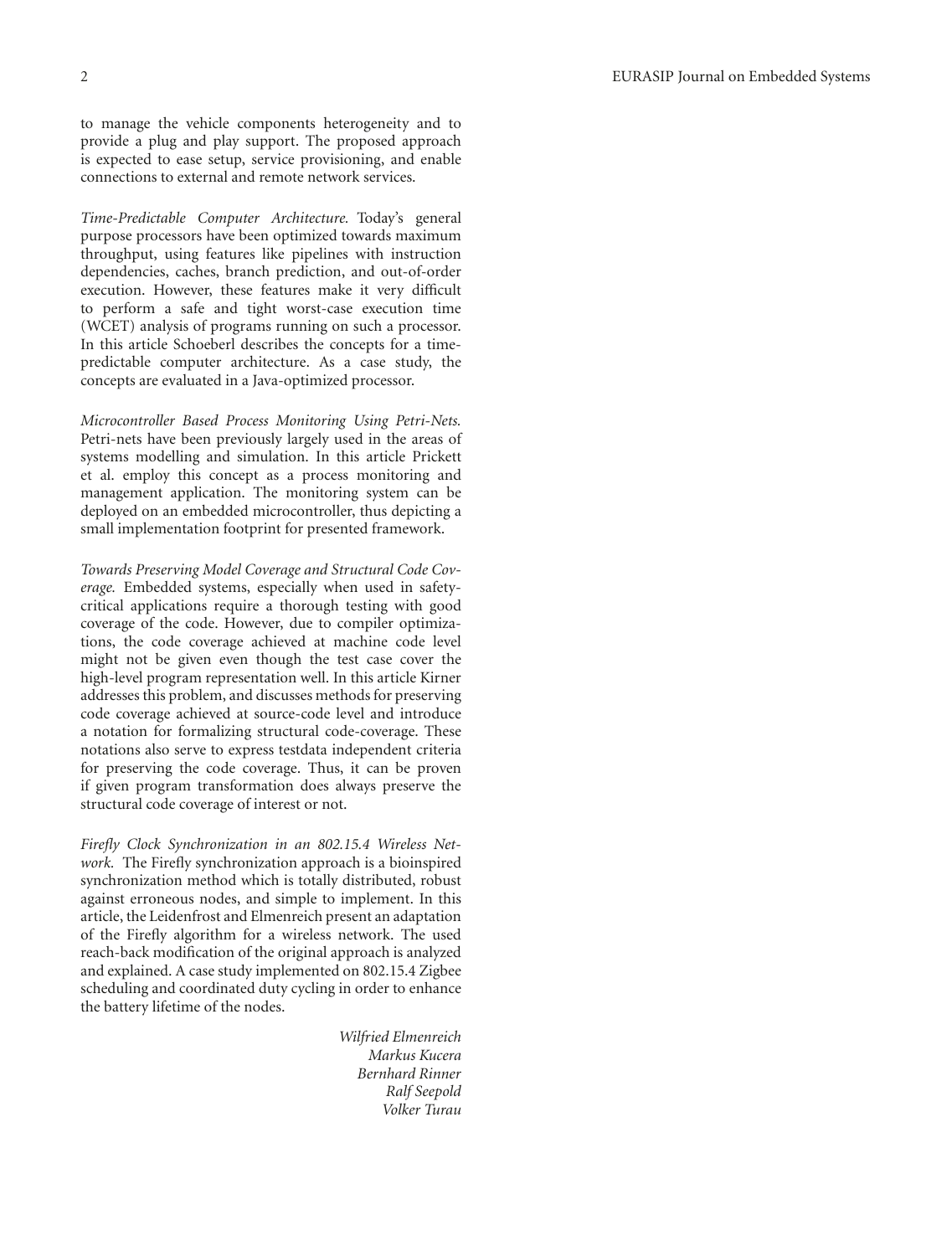to manage the vehicle components heterogeneity and to provide a plug and play support. The proposed approach is expected to ease setup, service provisioning, and enable connections to external and remote network services.

*Time-Predictable Computer Architecture.* Today's general purpose processors have been optimized towards maximum throughput, using features like pipelines with instruction dependencies, caches, branch prediction, and out-of-order execution. However, these features make it very difficult to perform a safe and tight worst-case execution time (WCET) analysis of programs running on such a processor. In this article Schoeberl describes the concepts for a time-predictable computer architecture. As a case study, the concepts are evaluated in a Java-optimized processor.

*Microcontroller Based Process Monitoring Using Petri-Nets.* Petri-nets have been previously largely used in the areas of systems modelling and simulation. In this article Prickett et al. employ this concept as a process monitoring and management application. The monitoring system can be deployed on an embedded microcontroller, thus depicting a small implementation footprint for presented framework.

*Towards Preserving Model Coverage and Structural Code Coverage.* Embedded systems, especially when used in safety-critical applications require a thorough testing with good coverage of the code. However, due to compiler optimizations, the code coverage achieved at machine code level might not be given even though the test case cover the high-level program representation well. In this article Kirner addresses this problem, and discusses methods for preserving code coverage achieved at source-code level and introduce a notation for formalizing structural code-coverage. These notations also serve to express testdata independent criteria for preserving the code coverage. Thus, it can be proven if given program transformation does always preserve the structural code coverage of interest or not.

*Firefly Clock Synchronization in an 802.15.4 Wireless Network.* The Firefly synchronization approach is a bioinspired synchronization method which is totally distributed, robust against erroneous nodes, and simple to implement. In this article, the Leidenfrost and Elmenreich present an adaptation of the Firefly algorithm for a wireless network. The used reach-back modification of the original approach is analyzed and explained. A case study implemented on 802.15.4 Zigbee scheduling and coordinated duty cycling in order to enhance the battery lifetime of the nodes.

*Wilfried Elmenreich*
*Markus Kucera*
*Bernhard Rinner*
*Ralf Seepold*
*Volker Turau*